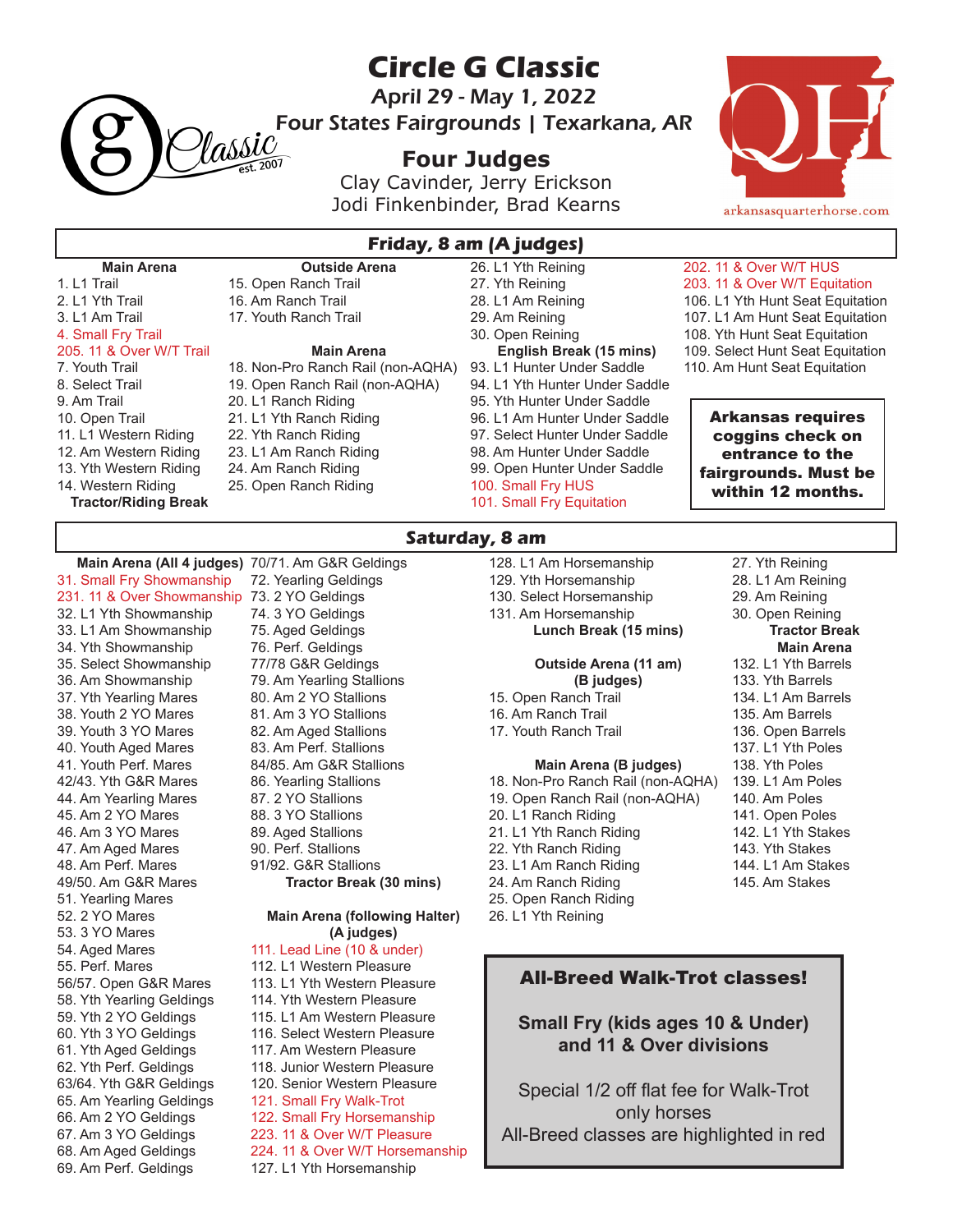# Circle G Classic

## April 29 - May 1, 2022

## Four States Fairgrounds | Texarkana, AR

### Four Judges

Clay Cavinder, Jerry Erickson
Jodi Finkenbinder, Brad Kearns

arkansasquarterhorse.com

## Friday, 8 am (A judges)

**Main Arena**

1. L1 Trail
2. L1 Yth Trail
3. L1 Am Trail
4. Small Fry Trail
205. 11 & Over W/T Trail
7. Youth Trail
8. Select Trail
9. Am Trail
10. Open Trail
11. L1 Western Riding
12. Am Western Riding
13. Yth Western Riding
14. Western Riding

**Tractor/Riding Break**

**Outside Arena**

15. Open Ranch Trail
16. Am Ranch Trail
17. Youth Ranch Trail

**Main Arena**

18. Non-Pro Ranch Rail (non-AQHA)
19. Open Ranch Rail (non-AQHA)
20. L1 Ranch Riding
21. L1 Yth Ranch Riding
22. Yth Ranch Riding
23. L1 Am Ranch Riding
24. Am Ranch Riding
25. Open Ranch Riding
26. L1 Yth Reining
27. Yth Reining
28. L1 Am Reining
29. Am Reining
30. Open Reining

**English Break (15 mins)**

93. L1 Hunter Under Saddle
94. L1 Yth Hunter Under Saddle
95. Yth Hunter Under Saddle
96. L1 Am Hunter Under Saddle
97. Select Hunter Under Saddle
98. Am Hunter Under Saddle
99. Open Hunter Under Saddle
100. Small Fry HUS
101. Small Fry Equitation
202. 11 & Over W/T HUS
203. 11 & Over W/T Equitation
106. L1 Yth Hunt Seat Equitation
107. L1 Am Hunt Seat Equitation
108. Yth Hunt Seat Equitation
109. Select Hunt Seat Equitation
110. Am Hunt Seat Equitation

**Arkansas requires coggins check on entrance to the fairgrounds. Must be within 12 months.**

## Saturday, 8 am

**Main Arena (All 4 judges)**

31. Small Fry Showmanship
231. 11 & Over Showmanship
32. L1 Yth Showmanship
33. L1 Am Showmanship
34. Yth Showmanship
35. Select Showmanship
36. Am Showmanship
37. Yth Yearling Mares
38. Youth 2 YO Mares
39. Youth 3 YO Mares
40. Youth Aged Mares
41. Youth Perf. Mares
42/43. Yth G&R Mares
44. Am Yearling Mares
45. Am 2 YO Mares
46. Am 3 YO Mares
47. Am Aged Mares
48. Am Perf. Mares
49/50. Am G&R Mares
51. Yearling Mares
52. 2 YO Mares
53. 3 YO Mares
54. Aged Mares
55. Perf. Mares
56/57. Open G&R Mares
58. Yth Yearling Geldings
59. Yth 2 YO Geldings
60. Yth 3 YO Geldings
61. Yth Aged Geldings
62. Yth Perf. Geldings
63/64. Yth G&R Geldings
65. Am Yearling Geldings
66. Am 2 YO Geldings
67. Am 3 YO Geldings
68. Am Aged Geldings
69. Am Perf. Geldings
70/71. Am G&R Geldings
72. Yearling Geldings
73. 2 YO Geldings
74. 3 YO Geldings
75. Aged Geldings
76. Perf. Geldings
77/78 G&R Geldings
79. Am Yearling Stallions
80. Am 2 YO Stallions
81. Am 3 YO Stallions
82. Am Aged Stallions
83. Am Perf. Stallions
84/85. Am G&R Stallions
86. Yearling Stallions
87. 2 YO Stallions
88. 3 YO Stallions
89. Aged Stallions
90. Perf. Stallions
91/92. G&R Stallions

**Tractor Break (30 mins)**

**Main Arena (following Halter) (A judges)**

111. Lead Line (10 & under)
112. L1 Western Pleasure
113. L1 Yth Western Pleasure
114. Yth Western Pleasure
115. L1 Am Western Pleasure
116. Select Western Pleasure
117. Am Western Pleasure
118. Junior Western Pleasure
120. Senior Western Pleasure
121. Small Fry Walk-Trot
122. Small Fry Horsemanship
223. 11 & Over W/T Pleasure
224. 11 & Over W/T Horsemanship
127. L1 Yth Horsemanship
128. L1 Am Horsemanship
129. Yth Horsemanship
130. Select Horsemanship
131. Am Horsemanship

**Lunch Break (15 mins)**

**Outside Arena (11 am) (B judges)**

15. Open Ranch Trail
16. Am Ranch Trail
17. Youth Ranch Trail

**Main Arena (B judges)**

18. Non-Pro Ranch Rail (non-AQHA)
19. Open Ranch Rail (non-AQHA)
20. L1 Ranch Riding
21. L1 Yth Ranch Riding
22. Yth Ranch Riding
23. L1 Am Ranch Riding
24. Am Ranch Riding
25. Open Ranch Riding
26. L1 Yth Reining
27. Yth Reining
28. L1 Am Reining
29. Am Reining
30. Open Reining

**Tractor Break**

**Main Arena**

132. L1 Yth Barrels
133. Yth Barrels
134. L1 Am Barrels
135. Am Barrels
136. Open Barrels
137. L1 Yth Poles
138. Yth Poles
139. L1 Am Poles
140. Am Poles
141. Open Poles
142. L1 Yth Stakes
143. Yth Stakes
144. L1 Am Stakes
145. Am Stakes

**All-Breed Walk-Trot classes!**

**Small Fry (kids ages 10 & Under) and 11 & Over divisions**

Special 1/2 off flat fee for Walk-Trot only horses
All-Breed classes are highlighted in red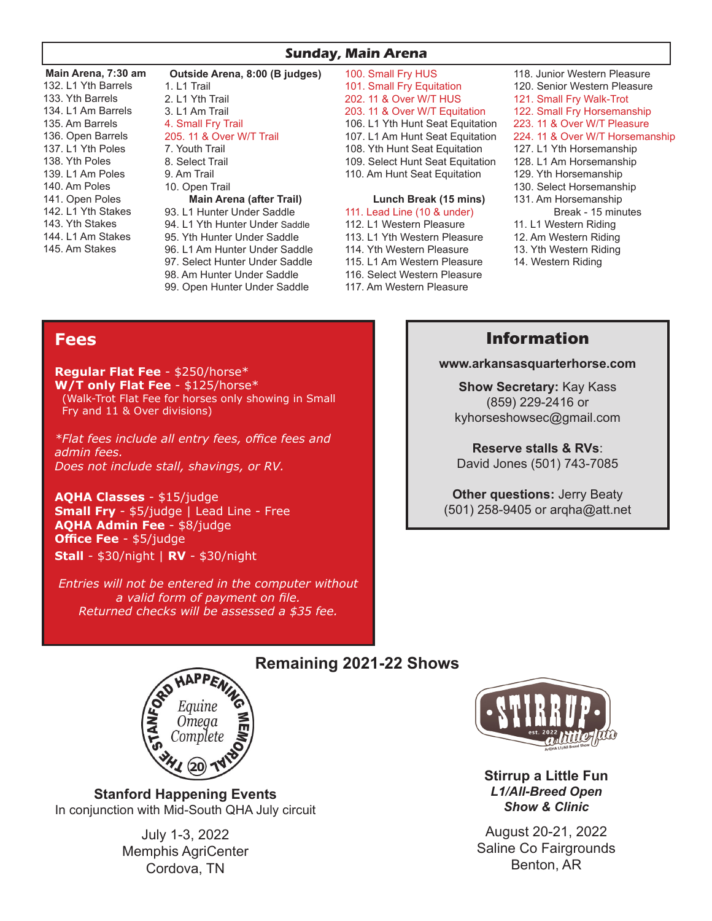## Sunday, Main Arena

**Main Arena, 7:30 am**
132. L1 Yth Barrels
133. Yth Barrels
134. L1 Am Barrels
135. Am Barrels
136. Open Barrels
137. L1 Yth Poles
138. Yth Poles
139. L1 Am Poles
140. Am Poles
141. Open Poles
142. L1 Yth Stakes
143. Yth Stakes
144. L1 Am Stakes
145. Am Stakes

**Outside Arena, 8:00 (B judges)**
1. L1 Trail
2. L1 Yth Trail
3. L1 Am Trail
4. Small Fry Trail
205. 11 & Over W/T Trail
7. Youth Trail
8. Select Trail
9. Am Trail
10. Open Trail

**Main Arena (after Trail)**
93. L1 Hunter Under Saddle
94. L1 Yth Hunter Under Saddle
95. Yth Hunter Under Saddle
96. L1 Am Hunter Under Saddle
97. Select Hunter Under Saddle
98. Am Hunter Under Saddle
99. Open Hunter Under Saddle
100. Small Fry HUS
101. Small Fry Equitation
202. 11 & Over W/T HUS
203. 11 & Over W/T Equitation
106. L1 Yth Hunt Seat Equitation
107. L1 Am Hunt Seat Equitation
108. Yth Hunt Seat Equitation
109. Select Hunt Seat Equitation
110. Am Hunt Seat Equitation

**Lunch Break (15 mins)**
111. Lead Line (10 & under)
112. L1 Western Pleasure
113. L1 Yth Western Pleasure
114. Yth Western Pleasure
115. L1 Am Western Pleasure
116. Select Western Pleasure
117. Am Western Pleasure
118. Junior Western Pleasure
120. Senior Western Pleasure
121. Small Fry Walk-Trot
122. Small Fry Horsemanship
223. 11 & Over W/T Pleasure
224. 11 & Over W/T Horsemanship
127. L1 Yth Horsemanship
128. L1 Am Horsemanship
129. Yth Horsemanship
130. Select Horsemanship
131. Am Horsemanship

Break - 15 minutes

11. L1 Western Riding
12. Am Western Riding
13. Yth Western Riding
14. Western Riding

## Fees

**Regular Flat Fee** - $250/horse*
**W/T only Flat Fee** - $125/horse*
(Walk-Trot Flat Fee for horses only showing in Small Fry and 11 & Over divisions)

*\*Flat fees include all entry fees, office fees and admin fees.*
*Does not include stall, shavings, or RV.*

**AQHA Classes** - $15/judge
**Small Fry** - $5/judge | Lead Line - Free
**AQHA Admin Fee** - $8/judge
**Office Fee** - $5/judge
**Stall** - $30/night | **RV** - $30/night

*Entries will not be entered in the computer without a valid form of payment on file.*
*Returned checks will be assessed a $35 fee.*

## Information

**www.arkansasquarterhorse.com**

**Show Secretary:** Kay Kass
(859) 229-2416 or
kyhorseshowsec@gmail.com

**Reserve stalls & RVs**:
David Jones (501) 743-7085

**Other questions:** Jerry Beaty
(501) 258-9405 or arqha@att.net

## Remaining 2021-22 Shows

The Stanford Happening Memorial 20 — Equine Omega Complete

**Stanford Happening Events**
In conjunction with Mid-South QHA July circuit

July 1-3, 2022
Memphis AgriCenter
Cordova, TN

Stirrup a little fun — est. 2022 — AQHA L1/All Breed Show

**Stirrup a Little Fun**
***L1/All-Breed Open Show & Clinic***

August 20-21, 2022
Saline Co Fairgrounds
Benton, AR